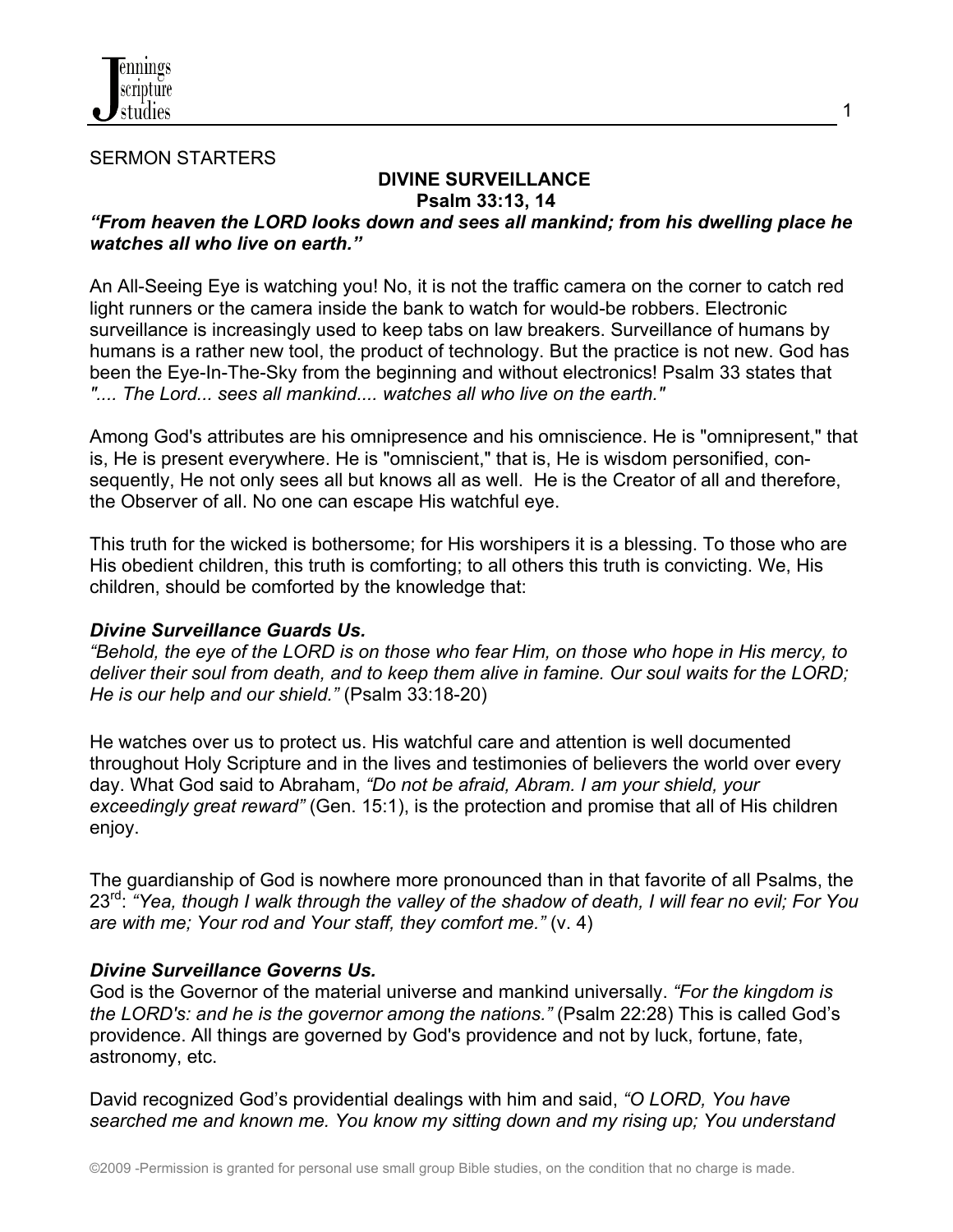SERMON STARTERS

## DIVINE SURVEILLANCE

### Psalm 33:13, 14

***"From heaven the LORD looks down and sees all mankind; from his dwelling place he watches all who live on earth."***

An All-Seeing Eye is watching you! No, it is not the traffic camera on the corner to catch red light runners or the camera inside the bank to watch for would-be robbers. Electronic surveillance is increasingly used to keep tabs on law breakers. Surveillance of humans by humans is a rather new tool, the product of technology. But the practice is not new. God has been the Eye-In-The-Sky from the beginning and without electronics! Psalm 33 states that *".... The Lord... sees all mankind.... watches all who live on the earth."*

Among God's attributes are his omnipresence and his omniscience. He is "omnipresent," that is, He is present everywhere. He is "omniscient," that is, He is wisdom personified, consequently, He not only sees all but knows all as well. He is the Creator of all and therefore, the Observer of all. No one can escape His watchful eye.

This truth for the wicked is bothersome; for His worshipers it is a blessing. To those who are His obedient children, this truth is comforting; to all others this truth is convicting. We, His children, should be comforted by the knowledge that:

***Divine Surveillance Guards Us.***

*"Behold, the eye of the LORD is on those who fear Him, on those who hope in His mercy, to deliver their soul from death, and to keep them alive in famine. Our soul waits for the LORD; He is our help and our shield."* (Psalm 33:18-20)

He watches over us to protect us. His watchful care and attention is well documented throughout Holy Scripture and in the lives and testimonies of believers the world over every day. What God said to Abraham, *"Do not be afraid, Abram. I am your shield, your exceedingly great reward"* (Gen. 15:1), is the protection and promise that all of His children enjoy.

The guardianship of God is nowhere more pronounced than in that favorite of all Psalms, the 23rd: *"Yea, though I walk through the valley of the shadow of death, I will fear no evil; For You are with me; Your rod and Your staff, they comfort me."* (v. 4)

***Divine Surveillance Governs Us.***

God is the Governor of the material universe and mankind universally. *"For the kingdom is the LORD's: and he is the governor among the nations."* (Psalm 22:28) This is called God's providence. All things are governed by God's providence and not by luck, fortune, fate, astronomy, etc.

David recognized God's providential dealings with him and said, *"O LORD, You have searched me and known me. You know my sitting down and my rising up; You understand*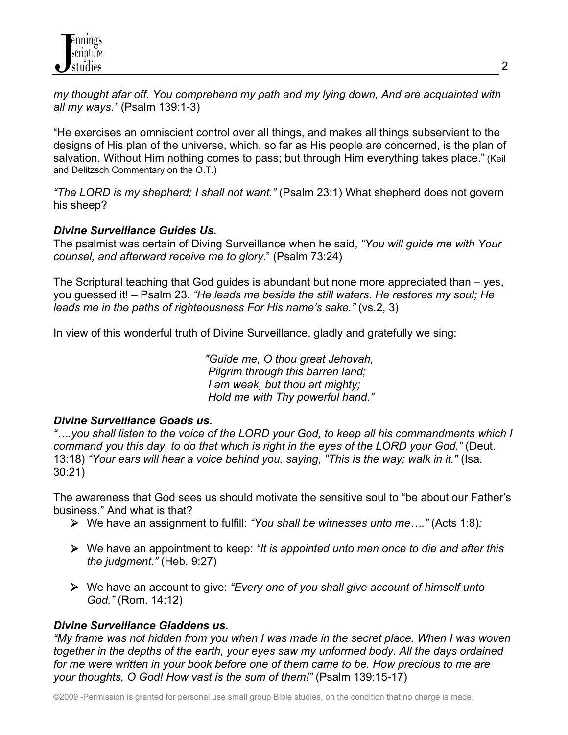*my thought afar off. You comprehend my path and my lying down, And are acquainted with all my ways."* (Psalm 139:1-3)

"He exercises an omniscient control over all things, and makes all things subservient to the designs of His plan of the universe, which, so far as His people are concerned, is the plan of salvation. Without Him nothing comes to pass; but through Him everything takes place." (Keil and Delitzsch Commentary on the O.T.)

*"The LORD is my shepherd; I shall not want."* (Psalm 23:1) What shepherd does not govern his sheep?

***Divine Surveillance Guides Us.***
The psalmist was certain of Diving Surveillance when he said, *"You will guide me with Your counsel, and afterward receive me to glory.*" (Psalm 73:24)

The Scriptural teaching that God guides is abundant but none more appreciated than – yes, you guessed it! – Psalm 23. *"He leads me beside the still waters. He restores my soul; He leads me in the paths of righteousness For His name's sake."* (vs.2, 3)

In view of this wonderful truth of Divine Surveillance, gladly and gratefully we sing:

> *"Guide me, O thou great Jehovah,*
> *Pilgrim through this barren land;*
> *I am weak, but thou art mighty;*
> *Hold me with Thy powerful hand."*

***Divine Surveillance Goads us.***
*"….you shall listen to the voice of the LORD your God, to keep all his commandments which I command you this day, to do that which is right in the eyes of the LORD your God."* (Deut. 13:18) *"Your ears will hear a voice behind you, saying, "This is the way; walk in it."* (Isa. 30:21)

The awareness that God sees us should motivate the sensitive soul to "be about our Father's business." And what is that?

- We have an assignment to fulfill: *"You shall be witnesses unto me…."* (Acts 1:8)*;*
- We have an appointment to keep: *"It is appointed unto men once to die and after this the judgment."* (Heb. 9:27)
- We have an account to give: *"Every one of you shall give account of himself unto God."* (Rom. 14:12)

***Divine Surveillance Gladdens us.***
*"My frame was not hidden from you when I was made in the secret place. When I was woven together in the depths of the earth, your eyes saw my unformed body. All the days ordained for me were written in your book before one of them came to be. How precious to me are your thoughts, O God! How vast is the sum of them!"* (Psalm 139:15-17)

©2009 -Permission is granted for personal use small group Bible studies, on the condition that no charge is made.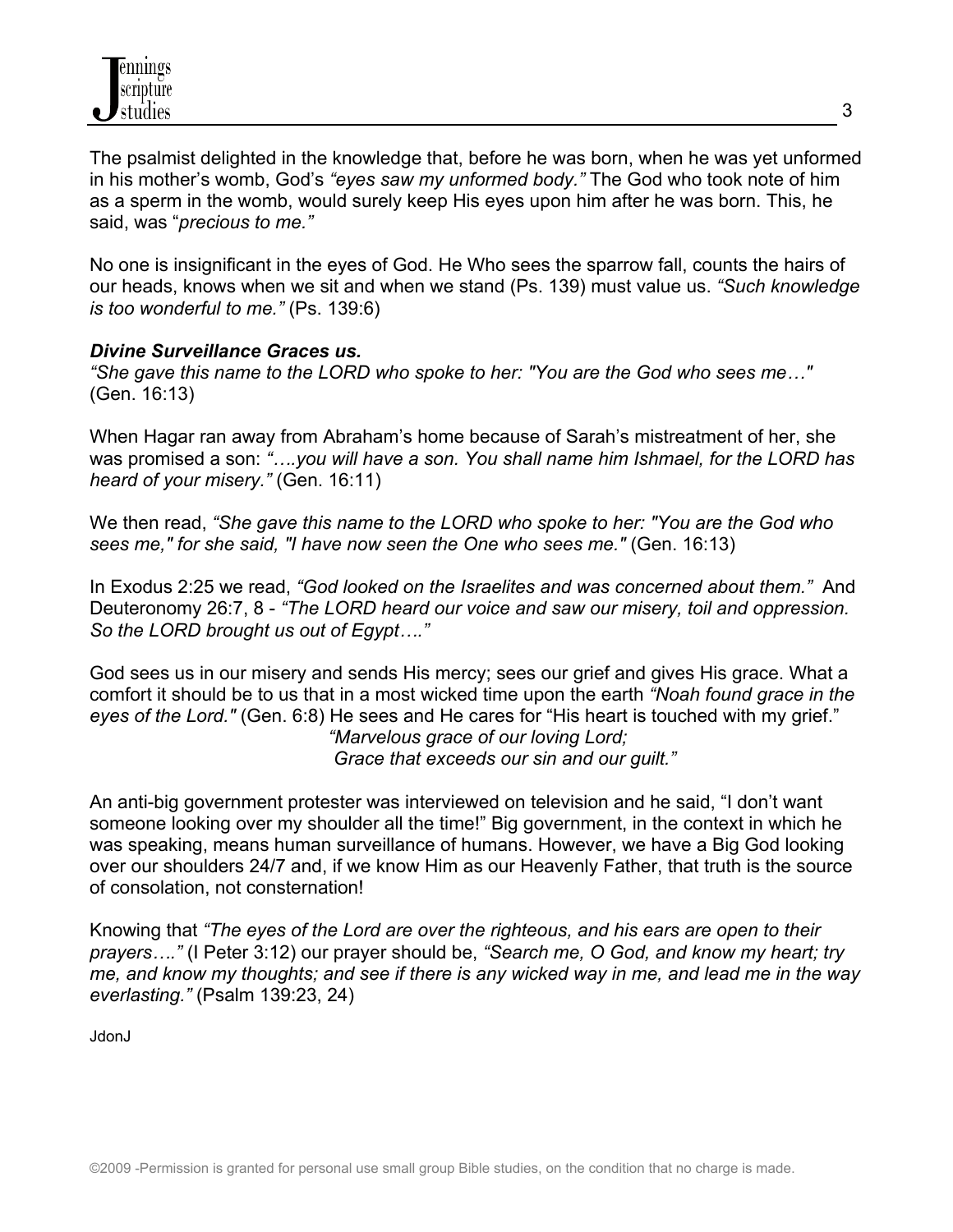The psalmist delighted in the knowledge that, before he was born, when he was yet unformed in his mother's womb, God's *"eyes saw my unformed body."* The God who took note of him as a sperm in the womb, would surely keep His eyes upon him after he was born. This, he said, was "*precious to me."*

No one is insignificant in the eyes of God. He Who sees the sparrow fall, counts the hairs of our heads, knows when we sit and when we stand (Ps. 139) must value us. *"Such knowledge is too wonderful to me."* (Ps. 139:6)

***Divine Surveillance Graces us.***

*"She gave this name to the LORD who spoke to her: "You are the God who sees me…"* (Gen. 16:13)

When Hagar ran away from Abraham's home because of Sarah's mistreatment of her, she was promised a son: *"….you will have a son. You shall name him Ishmael, for the LORD has heard of your misery."* (Gen. 16:11)

We then read, *"She gave this name to the LORD who spoke to her: "You are the God who sees me," for she said, "I have now seen the One who sees me."* (Gen. 16:13)

In Exodus 2:25 we read, *"God looked on the Israelites and was concerned about them."* And Deuteronomy 26:7, 8 - *"The LORD heard our voice and saw our misery, toil and oppression. So the LORD brought us out of Egypt…."*

God sees us in our misery and sends His mercy; sees our grief and gives His grace. What a comfort it should be to us that in a most wicked time upon the earth *"Noah found grace in the eyes of the Lord."* (Gen. 6:8) He sees and He cares for "His heart is touched with my grief."

*"Marvelous grace of our loving Lord;*
*Grace that exceeds our sin and our guilt."*

An anti-big government protester was interviewed on television and he said, "I don't want someone looking over my shoulder all the time!" Big government, in the context in which he was speaking, means human surveillance of humans. However, we have a Big God looking over our shoulders 24/7 and, if we know Him as our Heavenly Father, that truth is the source of consolation, not consternation!

Knowing that *"The eyes of the Lord are over the righteous, and his ears are open to their prayers…."* (I Peter 3:12) our prayer should be, *"Search me, O God, and know my heart; try me, and know my thoughts; and see if there is any wicked way in me, and lead me in the way everlasting."* (Psalm 139:23, 24)

JdonJ

©2009 -Permission is granted for personal use small group Bible studies, on the condition that no charge is made.